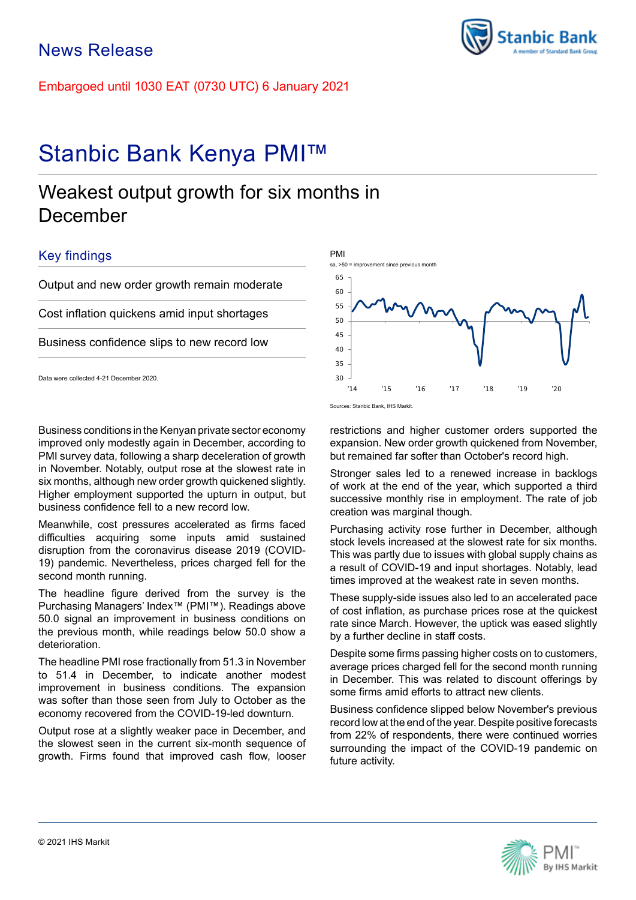News Release

Embargoed until 1030 EAT (0730 UTC) 6 January 2021

# Stanbic Bank Kenya PMI™

## Weakest output growth for six months in December

### Key findings

Output and new order growth remain moderate

Cost inflation quickens amid input shortages

Business confidence slips to new record low

Data were collected 4-21 December 2020.

PMI

sa, >50 = improvement since previous month

Sources: Stanbic Bank, IHS Markit.

Business conditions in the Kenyan private sector economy improved only modestly again in December, according to PMI survey data, following a sharp deceleration of growth in November. Notably, output rose at the slowest rate in six months, although new order growth quickened slightly. Higher employment supported the upturn in output, but business confidence fell to a new record low.

Meanwhile, cost pressures accelerated as firms faced difficulties acquiring some inputs amid sustained disruption from the coronavirus disease 2019 (COVID-19) pandemic. Nevertheless, prices charged fell for the second month running.

The headline figure derived from the survey is the Purchasing Managers' Index™ (PMI™). Readings above 50.0 signal an improvement in business conditions on the previous month, while readings below 50.0 show a deterioration.

The headline PMI rose fractionally from 51.3 in November to 51.4 in December, to indicate another modest improvement in business conditions. The expansion was softer than those seen from July to October as the economy recovered from the COVID-19-led downturn.

Output rose at a slightly weaker pace in December, and the slowest seen in the current six-month sequence of growth. Firms found that improved cash flow, looser restrictions and higher customer orders supported the expansion. New order growth quickened from November, but remained far softer than October's record high.

Stronger sales led to a renewed increase in backlogs of work at the end of the year, which supported a third successive monthly rise in employment. The rate of job creation was marginal though.

Purchasing activity rose further in December, although stock levels increased at the slowest rate for six months. This was partly due to issues with global supply chains as a result of COVID-19 and input shortages. Notably, lead times improved at the weakest rate in seven months.

These supply-side issues also led to an accelerated pace of cost inflation, as purchase prices rose at the quickest rate since March. However, the uptick was eased slightly by a further decline in staff costs.

Despite some firms passing higher costs on to customers, average prices charged fell for the second month running in December. This was related to discount offerings by some firms amid efforts to attract new clients.

Business confidence slipped below November's previous record low at the end of the year. Despite positive forecasts from 22% of respondents, there were continued worries surrounding the impact of the COVID-19 pandemic on future activity.

© 2021 IHS Markit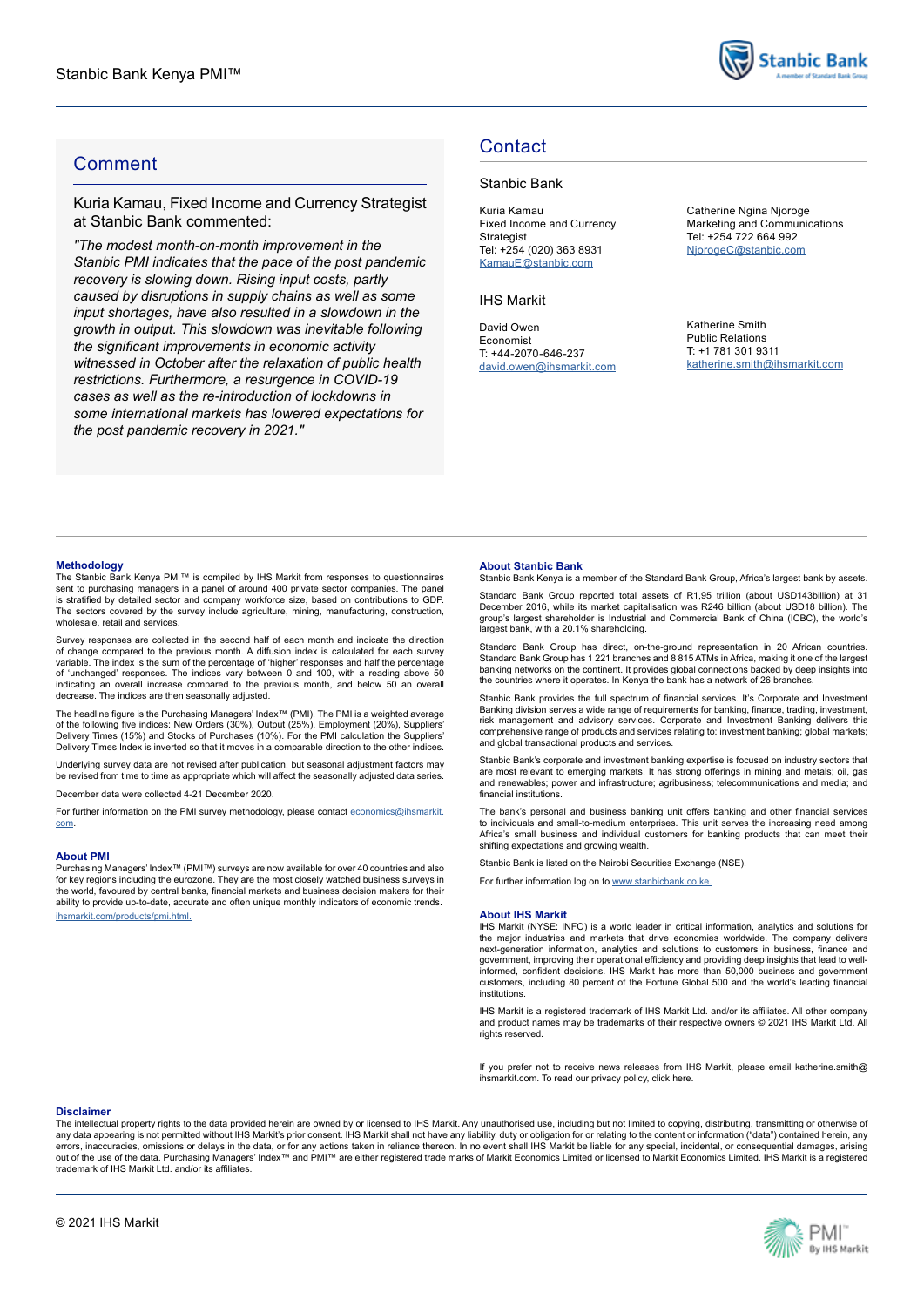## Comment

Kuria Kamau, Fixed Income and Currency Strategist at Stanbic Bank commented:

*"The modest month-on-month improvement in the Stanbic PMI indicates that the pace of the post pandemic recovery is slowing down. Rising input costs, partly caused by disruptions in supply chains as well as some input shortages, have also resulted in a slowdown in the growth in output. This slowdown was inevitable following the significant improvements in economic activity witnessed in October after the relaxation of public health restrictions. Furthermore, a resurgence in COVID-19 cases as well as the re-introduction of lockdowns in some international markets has lowered expectations for the post pandemic recovery in 2021."*

## Contact

### Stanbic Bank

Kuria Kamau
Fixed Income and Currency Strategist
Tel: +254 (020) 363 8931
KamauE@stanbic.com

Catherine Ngina Njoroge
Marketing and Communications
Tel: +254 722 664 992
NjorogeC@stanbic.com

### IHS Markit

David Owen
Economist
T: +44-2070-646-237
david.owen@ihsmarkit.com

Katherine Smith
Public Relations
T: +1 781 301 9311
katherine.smith@ihsmarkit.com

### Methodology

The Stanbic Bank Kenya PMI™ is compiled by IHS Markit from responses to questionnaires sent to purchasing managers in a panel of around 400 private sector companies. The panel is stratified by detailed sector and company workforce size, based on contributions to GDP. The sectors covered by the survey include agriculture, mining, manufacturing, construction, wholesale, retail and services.

Survey responses are collected in the second half of each month and indicate the direction of change compared to the previous month. A diffusion index is calculated for each survey variable. The index is the sum of the percentage of 'higher' responses and half the percentage of 'unchanged' responses. The indices vary between 0 and 100, with a reading above 50 indicating an overall increase compared to the previous month, and below 50 an overall decrease. The indices are then seasonally adjusted.

The headline figure is the Purchasing Managers' Index™ (PMI). The PMI is a weighted average of the following five indices: New Orders (30%), Output (25%), Employment (20%), Suppliers' Delivery Times (15%) and Stocks of Purchases (10%). For the PMI calculation the Suppliers' Delivery Times Index is inverted so that it moves in a comparable direction to the other indices.

Underlying survey data are not revised after publication, but seasonal adjustment factors may be revised from time to time as appropriate which will affect the seasonally adjusted data series.

December data were collected 4-21 December 2020.

For further information on the PMI survey methodology, please contact economics@ihsmarkit.com.

### About PMI

Purchasing Managers' Index™ (PMI™) surveys are now available for over 40 countries and also for key regions including the eurozone. They are the most closely watched business surveys in the world, favoured by central banks, financial markets and business decision makers for their ability to provide up-to-date, accurate and often unique monthly indicators of economic trends.
ihsmarkit.com/products/pmi.html.

### About Stanbic Bank

Stanbic Bank Kenya is a member of the Standard Bank Group, Africa's largest bank by assets.

Standard Bank Group reported total assets of R1,95 trillion (about USD143billion) at 31 December 2016, while its market capitalisation was R246 billion (about USD18 billion). The group's largest shareholder is Industrial and Commercial Bank of China (ICBC), the world's largest bank, with a 20.1% shareholding.

Standard Bank Group has direct, on-the-ground representation in 20 African countries. Standard Bank Group has 1 221 branches and 8 815 ATMs in Africa, making it one of the largest banking networks on the continent. It provides global connections backed by deep insights into the countries where it operates. In Kenya the bank has a network of 26 branches.

Stanbic Bank provides the full spectrum of financial services. It's Corporate and Investment Banking division serves a wide range of requirements for banking, finance, trading, investment, risk management and advisory services. Corporate and Investment Banking delivers this comprehensive range of products and services relating to: investment banking; global markets; and global transactional products and services.

Stanbic Bank's corporate and investment banking expertise is focused on industry sectors that are most relevant to emerging markets. It has strong offerings in mining and metals; oil, gas and renewables; power and infrastructure; agribusiness; telecommunications and media; and financial institutions.

The bank's personal and business banking unit offers banking and other financial services to individuals and small-to-medium enterprises. This unit serves the increasing need among Africa's small business and individual customers for banking products that can meet their shifting expectations and growing wealth.

Stanbic Bank is listed on the Nairobi Securities Exchange (NSE).

For further information log on to www.stanbicbank.co.ke.

### About IHS Markit

IHS Markit (NYSE: INFO) is a world leader in critical information, analytics and solutions for the major industries and markets that drive economies worldwide. The company delivers next-generation information, analytics and solutions to customers in business, finance and government, improving their operational efficiency and providing deep insights that lead to well-informed, confident decisions. IHS Markit has more than 50,000 business and government customers, including 80 percent of the Fortune Global 500 and the world's leading financial institutions.

IHS Markit is a registered trademark of IHS Markit Ltd. and/or its affiliates. All other company and product names may be trademarks of their respective owners © 2021 IHS Markit Ltd. All rights reserved.

If you prefer not to receive news releases from IHS Markit, please email katherine.smith@ihsmarkit.com. To read our privacy policy, click here.

### Disclaimer

The intellectual property rights to the data provided herein are owned by or licensed to IHS Markit. Any unauthorised use, including but not limited to copying, distributing, transmitting or otherwise of any data appearing is not permitted without IHS Markit's prior consent. IHS Markit shall not have any liability, duty or obligation for or relating to the content or information ("data") contained herein, any errors, inaccuracies, omissions or delays in the data, or for any actions taken in reliance thereon. In no event shall IHS Markit be liable for any special, incidental, or consequential damages, arising out of the use of the data. Purchasing Managers' Index™ and PMI™ are either registered trade marks of Markit Economics Limited or licensed to Markit Economics Limited. IHS Markit is a registered trademark of IHS Markit Ltd. and/or its affiliates.

© 2021 IHS Markit